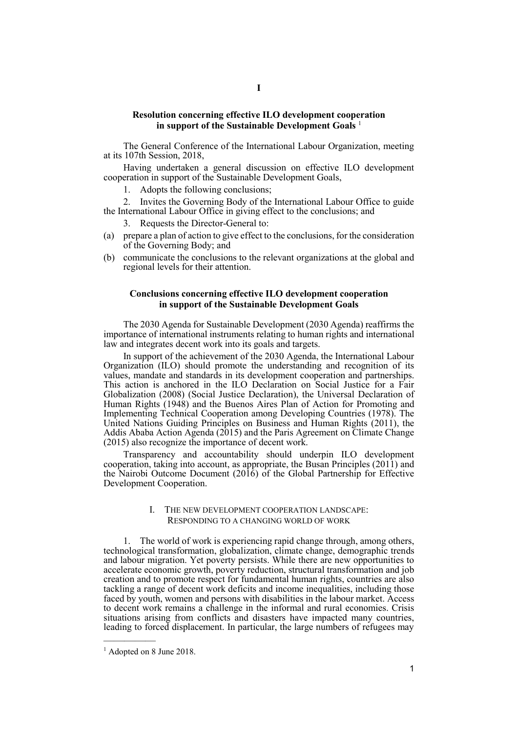I

## Resolution concerning effective ILO development cooperation in support of the Sustainable Development Goals [1]

The General Conference of the International Labour Organization, meeting at its 107th Session, 2018,

Having undertaken a general discussion on effective ILO development cooperation in support of the Sustainable Development Goals,

1. Adopts the following conclusions;

2. Invites the Governing Body of the International Labour Office to guide the International Labour Office in giving effect to the conclusions; and

3. Requests the Director-General to:

(a) prepare a plan of action to give effect to the conclusions, for the consideration of the Governing Body; and

(b) communicate the conclusions to the relevant organizations at the global and regional levels for their attention.

## Conclusions concerning effective ILO development cooperation in support of the Sustainable Development Goals

The 2030 Agenda for Sustainable Development (2030 Agenda) reaffirms the importance of international instruments relating to human rights and international law and integrates decent work into its goals and targets.

In support of the achievement of the 2030 Agenda, the International Labour Organization (ILO) should promote the understanding and recognition of its values, mandate and standards in its development cooperation and partnerships. This action is anchored in the ILO Declaration on Social Justice for a Fair Globalization (2008) (Social Justice Declaration), the Universal Declaration of Human Rights (1948) and the Buenos Aires Plan of Action for Promoting and Implementing Technical Cooperation among Developing Countries (1978). The United Nations Guiding Principles on Business and Human Rights (2011), the Addis Ababa Action Agenda (2015) and the Paris Agreement on Climate Change (2015) also recognize the importance of decent work.

Transparency and accountability should underpin ILO development cooperation, taking into account, as appropriate, the Busan Principles (2011) and the Nairobi Outcome Document (2016) of the Global Partnership for Effective Development Cooperation.

### I. The new development cooperation landscape: Responding to a changing world of work

1. The world of work is experiencing rapid change through, among others, technological transformation, globalization, climate change, demographic trends and labour migration. Yet poverty persists. While there are new opportunities to accelerate economic growth, poverty reduction, structural transformation and job creation and to promote respect for fundamental human rights, countries are also tackling a range of decent work deficits and income inequalities, including those faced by youth, women and persons with disabilities in the labour market. Access to decent work remains a challenge in the informal and rural economies. Crisis situations arising from conflicts and disasters have impacted many countries, leading to forced displacement. In particular, the large numbers of refugees may

[1] Adopted on 8 June 2018.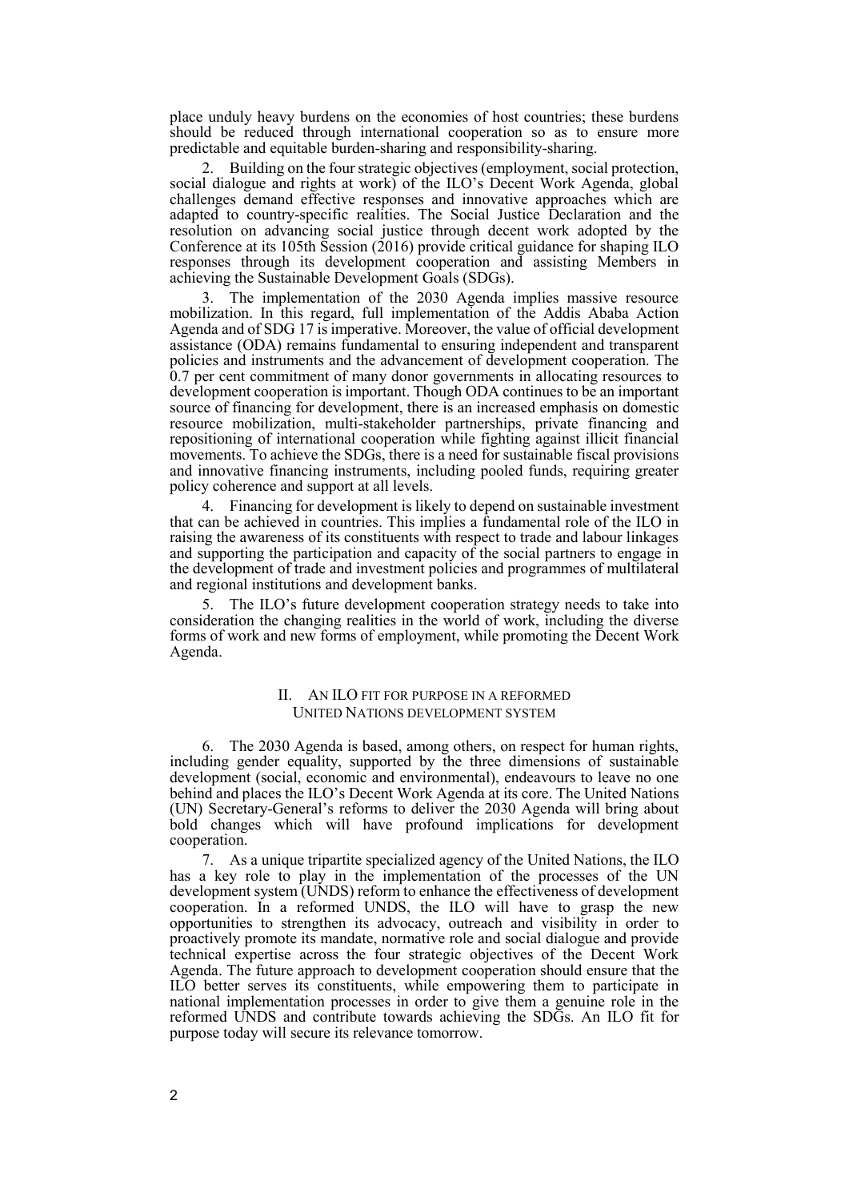place unduly heavy burdens on the economies of host countries; these burdens should be reduced through international cooperation so as to ensure more predictable and equitable burden-sharing and responsibility-sharing.

2. Building on the four strategic objectives (employment, social protection, social dialogue and rights at work) of the ILO's Decent Work Agenda, global challenges demand effective responses and innovative approaches which are adapted to country-specific realities. The Social Justice Declaration and the resolution on advancing social justice through decent work adopted by the Conference at its 105th Session (2016) provide critical guidance for shaping ILO responses through its development cooperation and assisting Members in achieving the Sustainable Development Goals (SDGs).

3. The implementation of the 2030 Agenda implies massive resource mobilization. In this regard, full implementation of the Addis Ababa Action Agenda and of SDG 17 is imperative. Moreover, the value of official development assistance (ODA) remains fundamental to ensuring independent and transparent policies and instruments and the advancement of development cooperation. The 0.7 per cent commitment of many donor governments in allocating resources to development cooperation is important. Though ODA continues to be an important source of financing for development, there is an increased emphasis on domestic resource mobilization, multi-stakeholder partnerships, private financing and repositioning of international cooperation while fighting against illicit financial movements. To achieve the SDGs, there is a need for sustainable fiscal provisions and innovative financing instruments, including pooled funds, requiring greater policy coherence and support at all levels.

4. Financing for development is likely to depend on sustainable investment that can be achieved in countries. This implies a fundamental role of the ILO in raising the awareness of its constituents with respect to trade and labour linkages and supporting the participation and capacity of the social partners to engage in the development of trade and investment policies and programmes of multilateral and regional institutions and development banks.

5. The ILO's future development cooperation strategy needs to take into consideration the changing realities in the world of work, including the diverse forms of work and new forms of employment, while promoting the Decent Work Agenda.

## II. An ILO fit for purpose in a reformed United Nations development system

6. The 2030 Agenda is based, among others, on respect for human rights, including gender equality, supported by the three dimensions of sustainable development (social, economic and environmental), endeavours to leave no one behind and places the ILO's Decent Work Agenda at its core. The United Nations (UN) Secretary-General's reforms to deliver the 2030 Agenda will bring about bold changes which will have profound implications for development cooperation.

7. As a unique tripartite specialized agency of the United Nations, the ILO has a key role to play in the implementation of the processes of the UN development system (UNDS) reform to enhance the effectiveness of development cooperation. In a reformed UNDS, the ILO will have to grasp the new opportunities to strengthen its advocacy, outreach and visibility in order to proactively promote its mandate, normative role and social dialogue and provide technical expertise across the four strategic objectives of the Decent Work Agenda. The future approach to development cooperation should ensure that the ILO better serves its constituents, while empowering them to participate in national implementation processes in order to give them a genuine role in the reformed UNDS and contribute towards achieving the SDGs. An ILO fit for purpose today will secure its relevance tomorrow.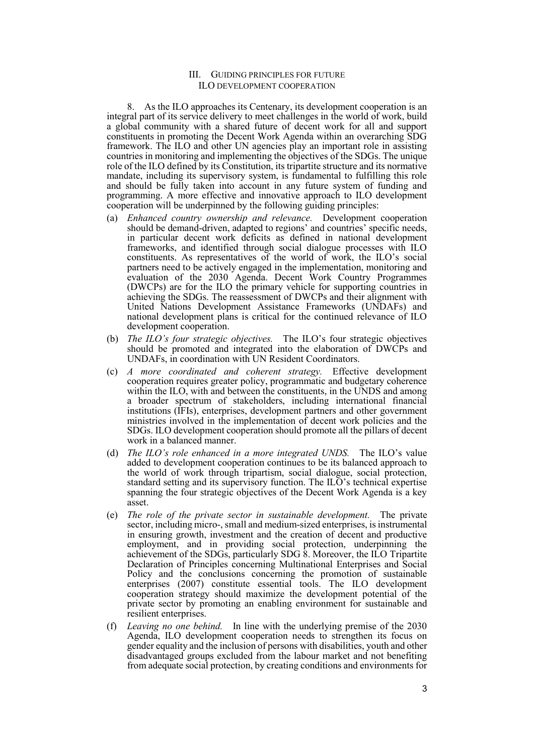## III. Guiding principles for future ILO development cooperation

8. As the ILO approaches its Centenary, its development cooperation is an integral part of its service delivery to meet challenges in the world of work, build a global community with a shared future of decent work for all and support constituents in promoting the Decent Work Agenda within an overarching SDG framework. The ILO and other UN agencies play an important role in assisting countries in monitoring and implementing the objectives of the SDGs. The unique role of the ILO defined by its Constitution, its tripartite structure and its normative mandate, including its supervisory system, is fundamental to fulfilling this role and should be fully taken into account in any future system of funding and programming. A more effective and innovative approach to ILO development cooperation will be underpinned by the following guiding principles:

(a) *Enhanced country ownership and relevance.* Development cooperation should be demand-driven, adapted to regions' and countries' specific needs, in particular decent work deficits as defined in national development frameworks, and identified through social dialogue processes with ILO constituents. As representatives of the world of work, the ILO's social partners need to be actively engaged in the implementation, monitoring and evaluation of the 2030 Agenda. Decent Work Country Programmes (DWCPs) are for the ILO the primary vehicle for supporting countries in achieving the SDGs. The reassessment of DWCPs and their alignment with United Nations Development Assistance Frameworks (UNDAFs) and national development plans is critical for the continued relevance of ILO development cooperation.

(b) *The ILO's four strategic objectives.* The ILO's four strategic objectives should be promoted and integrated into the elaboration of DWCPs and UNDAFs, in coordination with UN Resident Coordinators.

(c) *A more coordinated and coherent strategy.* Effective development cooperation requires greater policy, programmatic and budgetary coherence within the ILO, with and between the constituents, in the UNDS and among a broader spectrum of stakeholders, including international financial institutions (IFIs), enterprises, development partners and other government ministries involved in the implementation of decent work policies and the SDGs. ILO development cooperation should promote all the pillars of decent work in a balanced manner.

(d) *The ILO's role enhanced in a more integrated UNDS.* The ILO's value added to development cooperation continues to be its balanced approach to the world of work through tripartism, social dialogue, social protection, standard setting and its supervisory function. The ILO's technical expertise spanning the four strategic objectives of the Decent Work Agenda is a key asset.

(e) *The role of the private sector in sustainable development.* The private sector, including micro-, small and medium-sized enterprises, is instrumental in ensuring growth, investment and the creation of decent and productive employment, and in providing social protection, underpinning the achievement of the SDGs, particularly SDG 8. Moreover, the ILO Tripartite Declaration of Principles concerning Multinational Enterprises and Social Policy and the conclusions concerning the promotion of sustainable enterprises (2007) constitute essential tools. The ILO development cooperation strategy should maximize the development potential of the private sector by promoting an enabling environment for sustainable and resilient enterprises.

(f) *Leaving no one behind.* In line with the underlying premise of the 2030 Agenda, ILO development cooperation needs to strengthen its focus on gender equality and the inclusion of persons with disabilities, youth and other disadvantaged groups excluded from the labour market and not benefiting from adequate social protection, by creating conditions and environments for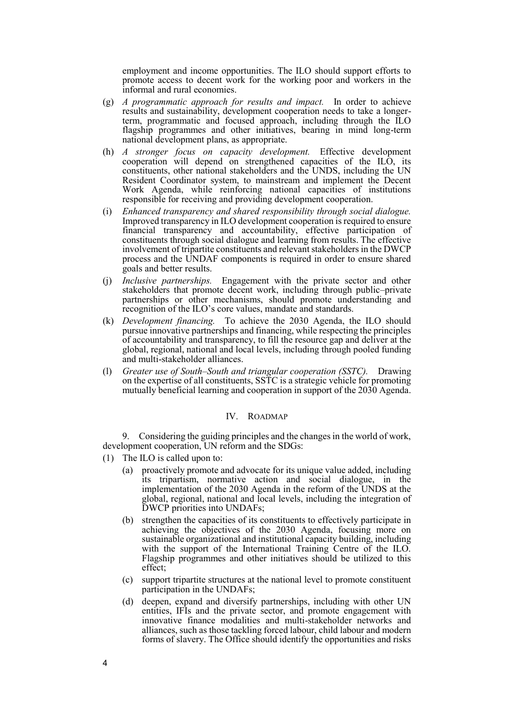employment and income opportunities. The ILO should support efforts to promote access to decent work for the working poor and workers in the informal and rural economies.

(g) *A programmatic approach for results and impact.* In order to achieve results and sustainability, development cooperation needs to take a longer-term, programmatic and focused approach, including through the ILO flagship programmes and other initiatives, bearing in mind long-term national development plans, as appropriate.

(h) *A stronger focus on capacity development.* Effective development cooperation will depend on strengthened capacities of the ILO, its constituents, other national stakeholders and the UNDS, including the UN Resident Coordinator system, to mainstream and implement the Decent Work Agenda, while reinforcing national capacities of institutions responsible for receiving and providing development cooperation.

(i) *Enhanced transparency and shared responsibility through social dialogue.* Improved transparency in ILO development cooperation is required to ensure financial transparency and accountability, effective participation of constituents through social dialogue and learning from results. The effective involvement of tripartite constituents and relevant stakeholders in the DWCP process and the UNDAF components is required in order to ensure shared goals and better results.

(j) *Inclusive partnerships.* Engagement with the private sector and other stakeholders that promote decent work, including through public–private partnerships or other mechanisms, should promote understanding and recognition of the ILO's core values, mandate and standards.

(k) *Development financing.* To achieve the 2030 Agenda, the ILO should pursue innovative partnerships and financing, while respecting the principles of accountability and transparency, to fill the resource gap and deliver at the global, regional, national and local levels, including through pooled funding and multi-stakeholder alliances.

(l) *Greater use of South–South and triangular cooperation (SSTC).* Drawing on the expertise of all constituents, SSTC is a strategic vehicle for promoting mutually beneficial learning and cooperation in support of the 2030 Agenda.

## IV. Roadmap

9. Considering the guiding principles and the changes in the world of work, development cooperation, UN reform and the SDGs:

(1) The ILO is called upon to:

   (a) proactively promote and advocate for its unique value added, including its tripartism, normative action and social dialogue, in the implementation of the 2030 Agenda in the reform of the UNDS at the global, regional, national and local levels, including the integration of DWCP priorities into UNDAFs;

   (b) strengthen the capacities of its constituents to effectively participate in achieving the objectives of the 2030 Agenda, focusing more on sustainable organizational and institutional capacity building, including with the support of the International Training Centre of the ILO. Flagship programmes and other initiatives should be utilized to this effect;

   (c) support tripartite structures at the national level to promote constituent participation in the UNDAFs;

   (d) deepen, expand and diversify partnerships, including with other UN entities, IFIs and the private sector, and promote engagement with innovative finance modalities and multi-stakeholder networks and alliances, such as those tackling forced labour, child labour and modern forms of slavery. The Office should identify the opportunities and risks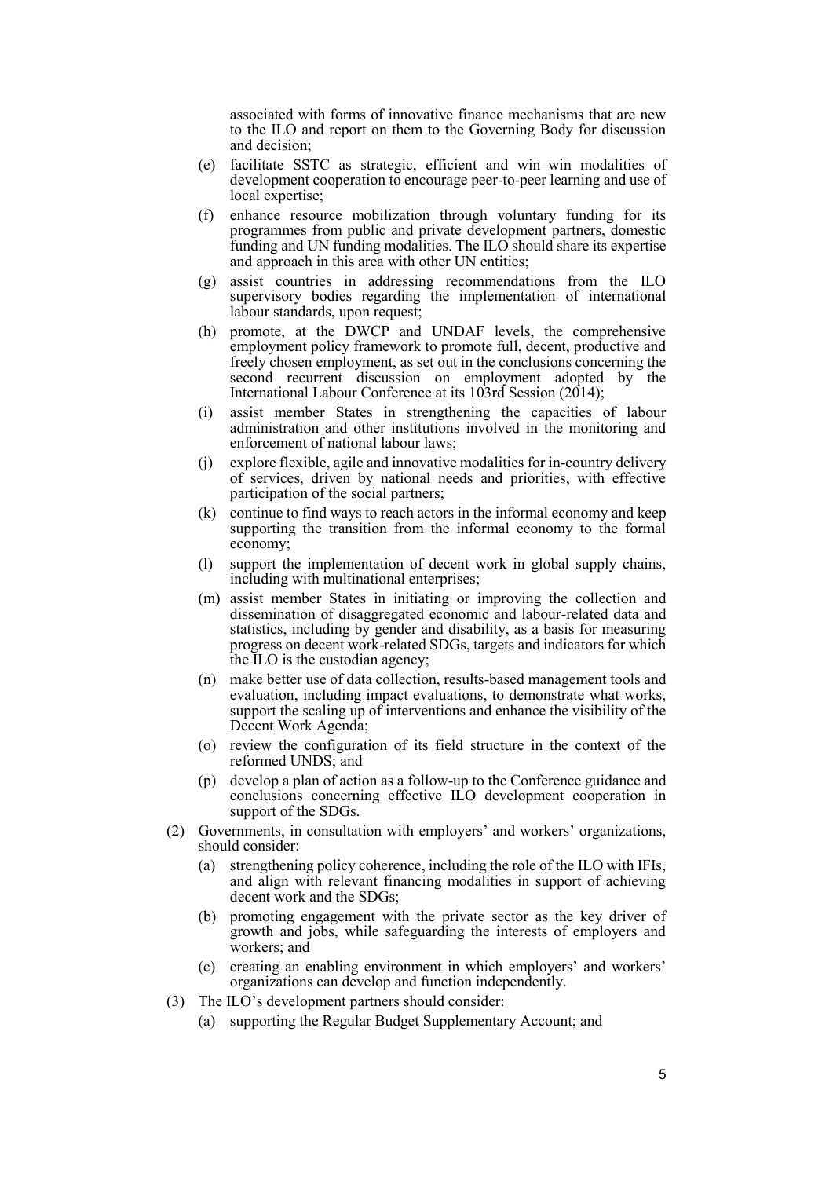associated with forms of innovative finance mechanisms that are new to the ILO and report on them to the Governing Body for discussion and decision;

(e) facilitate SSTC as strategic, efficient and win–win modalities of development cooperation to encourage peer-to-peer learning and use of local expertise;

(f) enhance resource mobilization through voluntary funding for its programmes from public and private development partners, domestic funding and UN funding modalities. The ILO should share its expertise and approach in this area with other UN entities;

(g) assist countries in addressing recommendations from the ILO supervisory bodies regarding the implementation of international labour standards, upon request;

(h) promote, at the DWCP and UNDAF levels, the comprehensive employment policy framework to promote full, decent, productive and freely chosen employment, as set out in the conclusions concerning the second recurrent discussion on employment adopted by the International Labour Conference at its 103rd Session (2014);

(i) assist member States in strengthening the capacities of labour administration and other institutions involved in the monitoring and enforcement of national labour laws;

(j) explore flexible, agile and innovative modalities for in-country delivery of services, driven by national needs and priorities, with effective participation of the social partners;

(k) continue to find ways to reach actors in the informal economy and keep supporting the transition from the informal economy to the formal economy;

(l) support the implementation of decent work in global supply chains, including with multinational enterprises;

(m) assist member States in initiating or improving the collection and dissemination of disaggregated economic and labour-related data and statistics, including by gender and disability, as a basis for measuring progress on decent work-related SDGs, targets and indicators for which the ILO is the custodian agency;

(n) make better use of data collection, results-based management tools and evaluation, including impact evaluations, to demonstrate what works, support the scaling up of interventions and enhance the visibility of the Decent Work Agenda;

(o) review the configuration of its field structure in the context of the reformed UNDS; and

(p) develop a plan of action as a follow-up to the Conference guidance and conclusions concerning effective ILO development cooperation in support of the SDGs.

(2) Governments, in consultation with employers' and workers' organizations, should consider:

(a) strengthening policy coherence, including the role of the ILO with IFIs, and align with relevant financing modalities in support of achieving decent work and the SDGs;

(b) promoting engagement with the private sector as the key driver of growth and jobs, while safeguarding the interests of employers and workers; and

(c) creating an enabling environment in which employers' and workers' organizations can develop and function independently.

(3) The ILO's development partners should consider:

(a) supporting the Regular Budget Supplementary Account; and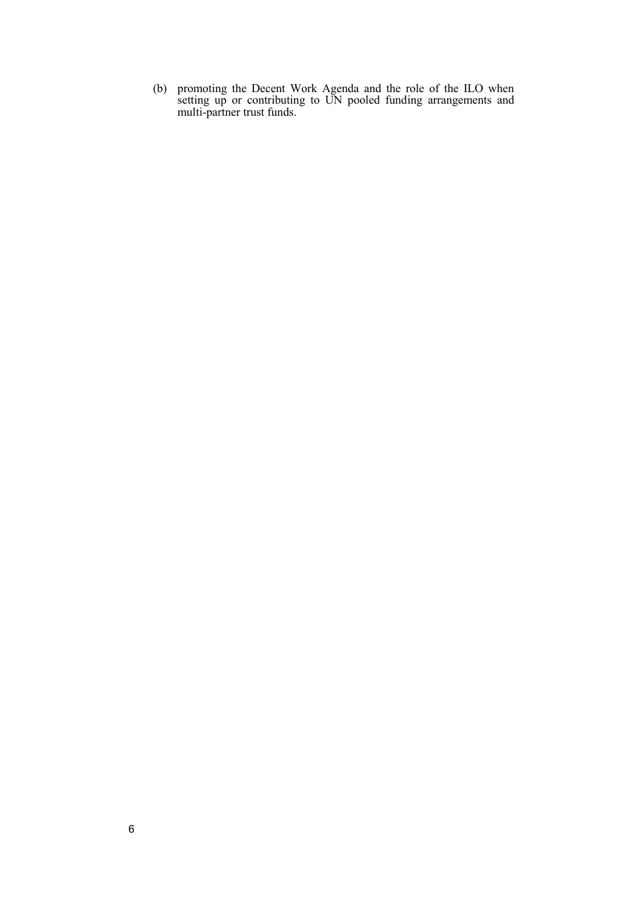(b) promoting the Decent Work Agenda and the role of the ILO when setting up or contributing to UN pooled funding arrangements and multi-partner trust funds.